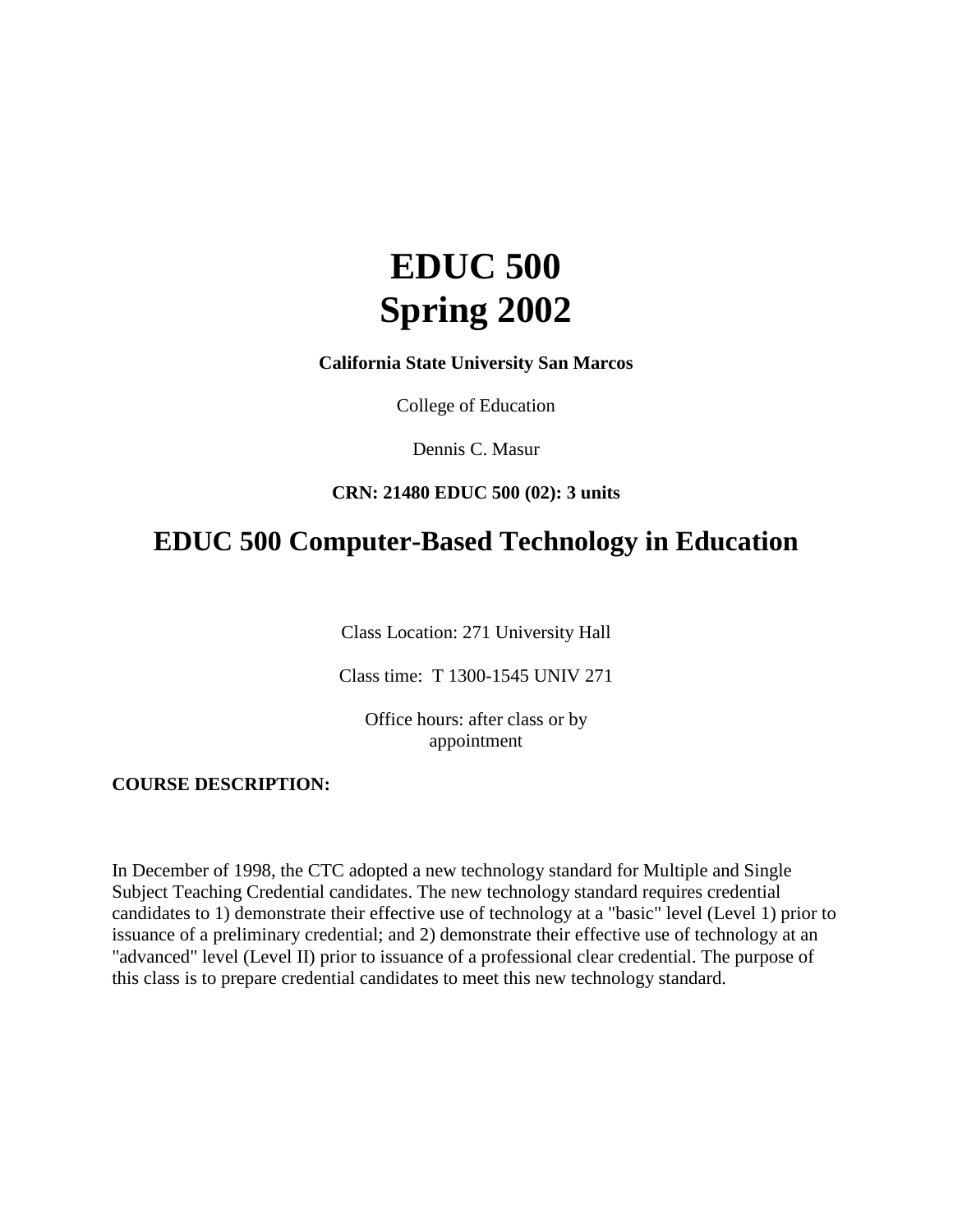# EDUC 500
# Spring 2002

**California State University San Marcos**

College of Education

Dennis C. Masur

**CRN: 21480 EDUC 500 (02): 3 units**

## EDUC 500 Computer-Based Technology in Education

Class Location: 271 University Hall

Class time: T 1300-1545 UNIV 271

Office hours: after class or by appointment

**COURSE DESCRIPTION:**

In December of 1998, the CTC adopted a new technology standard for Multiple and Single Subject Teaching Credential candidates. The new technology standard requires credential candidates to 1) demonstrate their effective use of technology at a "basic" level (Level 1) prior to issuance of a preliminary credential; and 2) demonstrate their effective use of technology at an "advanced" level (Level II) prior to issuance of a professional clear credential. The purpose of this class is to prepare credential candidates to meet this new technology standard.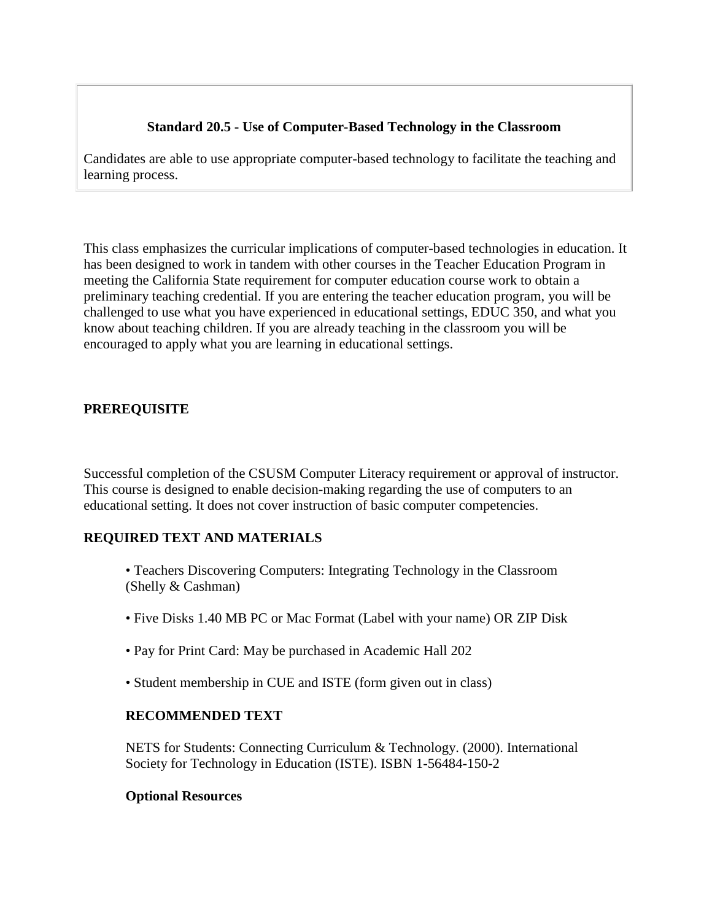**Standard 20.5 - Use of Computer-Based Technology in the Classroom**

Candidates are able to use appropriate computer-based technology to facilitate the teaching and learning process.

This class emphasizes the curricular implications of computer-based technologies in education. It has been designed to work in tandem with other courses in the Teacher Education Program in meeting the California State requirement for computer education course work to obtain a preliminary teaching credential. If you are entering the teacher education program, you will be challenged to use what you have experienced in educational settings, EDUC 350, and what you know about teaching children. If you are already teaching in the classroom you will be encouraged to apply what you are learning in educational settings.

## PREREQUISITE

Successful completion of the CSUSM Computer Literacy requirement or approval of instructor. This course is designed to enable decision-making regarding the use of computers to an educational setting. It does not cover instruction of basic computer competencies.

## REQUIRED TEXT AND MATERIALS

- Teachers Discovering Computers: Integrating Technology in the Classroom (Shelly & Cashman)
- Five Disks 1.40 MB PC or Mac Format (Label with your name) OR ZIP Disk
- Pay for Print Card: May be purchased in Academic Hall 202
- Student membership in CUE and ISTE (form given out in class)

### RECOMMENDED TEXT

NETS for Students: Connecting Curriculum & Technology. (2000). International Society for Technology in Education (ISTE). ISBN 1-56484-150-2

**Optional Resources**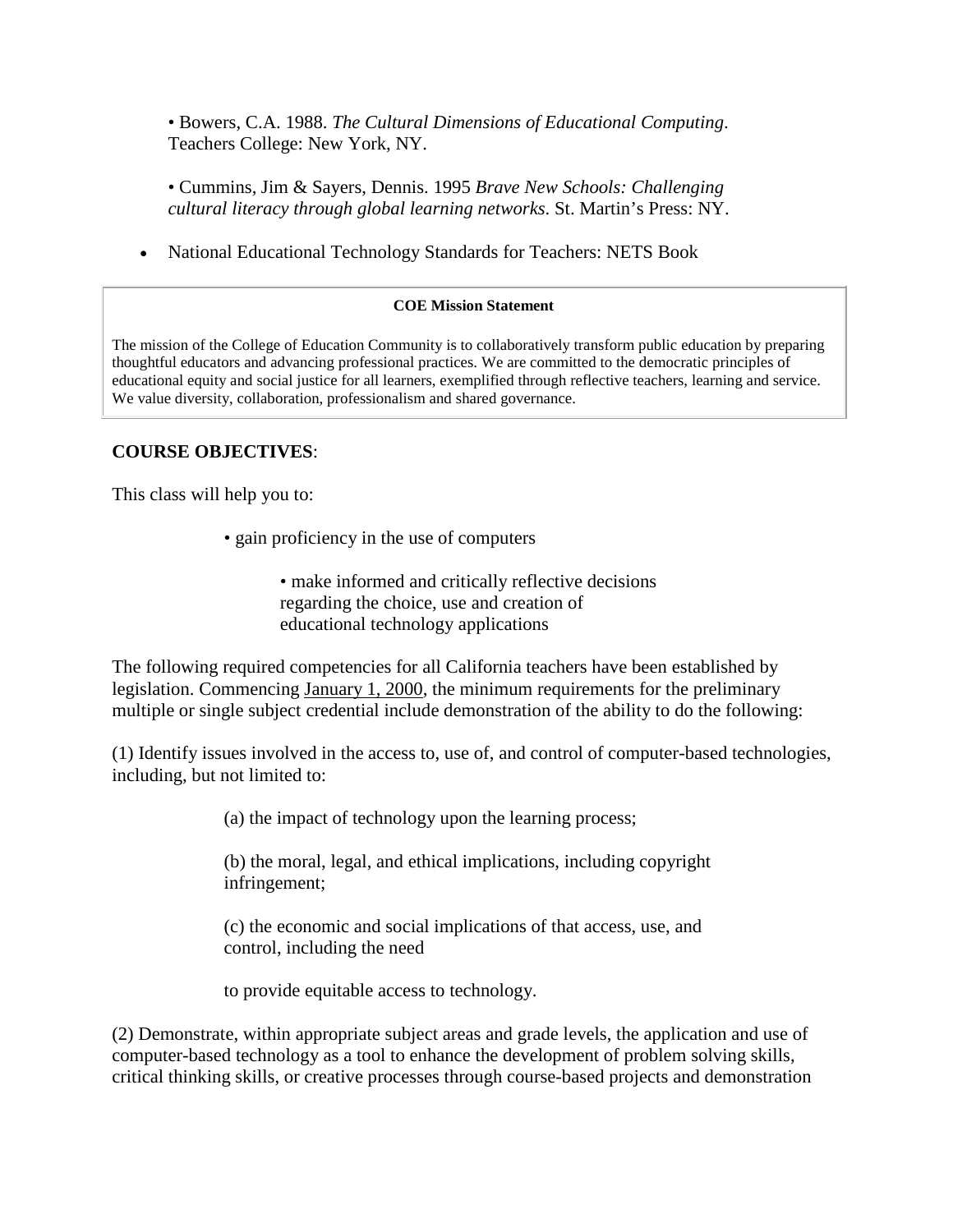• Bowers, C.A. 1988. *The Cultural Dimensions of Educational Computing*. Teachers College: New York, NY.

• Cummins, Jim & Sayers, Dennis. 1995 *Brave New Schools: Challenging cultural literacy through global learning networks*. St. Martin's Press: NY.

- National Educational Technology Standards for Teachers: NETS Book

| **COE Mission Statement** |
|---|
| The mission of the College of Education Community is to collaboratively transform public education by preparing thoughtful educators and advancing professional practices. We are committed to the democratic principles of educational equity and social justice for all learners, exemplified through reflective teachers, learning and service. We value diversity, collaboration, professionalism and shared governance. |

**COURSE OBJECTIVES**:

This class will help you to:

• gain proficiency in the use of computers

• make informed and critically reflective decisions regarding the choice, use and creation of educational technology applications

The following required competencies for all California teachers have been established by legislation. Commencing January 1, 2000, the minimum requirements for the preliminary multiple or single subject credential include demonstration of the ability to do the following:

(1) Identify issues involved in the access to, use of, and control of computer-based technologies, including, but not limited to:

(a) the impact of technology upon the learning process;

(b) the moral, legal, and ethical implications, including copyright infringement;

(c) the economic and social implications of that access, use, and control, including the need

to provide equitable access to technology.

(2) Demonstrate, within appropriate subject areas and grade levels, the application and use of computer-based technology as a tool to enhance the development of problem solving skills, critical thinking skills, or creative processes through course-based projects and demonstration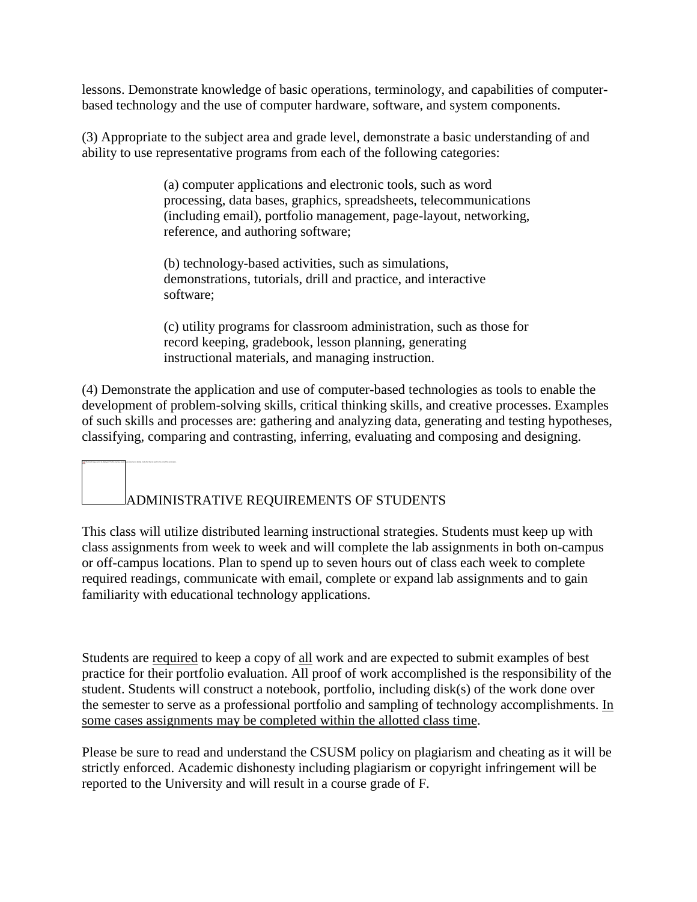lessons. Demonstrate knowledge of basic operations, terminology, and capabilities of computer-based technology and the use of computer hardware, software, and system components.

(3) Appropriate to the subject area and grade level, demonstrate a basic understanding of and ability to use representative programs from each of the following categories:

> (a) computer applications and electronic tools, such as word processing, data bases, graphics, spreadsheets, telecommunications (including email), portfolio management, page-layout, networking, reference, and authoring software;
>
> (b) technology-based activities, such as simulations, demonstrations, tutorials, drill and practice, and interactive software;
>
> (c) utility programs for classroom administration, such as those for record keeping, gradebook, lesson planning, generating instructional materials, and managing instruction.

(4) Demonstrate the application and use of computer-based technologies as tools to enable the development of problem-solving skills, critical thinking skills, and creative processes. Examples of such skills and processes are: gathering and analyzing data, generating and testing hypotheses, classifying, comparing and contrasting, inferring, evaluating and composing and designing.

## ADMINISTRATIVE REQUIREMENTS OF STUDENTS

This class will utilize distributed learning instructional strategies. Students must keep up with class assignments from week to week and will complete the lab assignments in both on-campus or off-campus locations. Plan to spend up to seven hours out of class each week to complete required readings, communicate with email, complete or expand lab assignments and to gain familiarity with educational technology applications.

Students are <u>required</u> to keep a copy of <u>all</u> work and are expected to submit examples of best practice for their portfolio evaluation. All proof of work accomplished is the responsibility of the student. Students will construct a notebook, portfolio, including disk(s) of the work done over the semester to serve as a professional portfolio and sampling of technology accomplishments. <u>In some cases assignments may be completed within the allotted class time</u>.

Please be sure to read and understand the CSUSM policy on plagiarism and cheating as it will be strictly enforced. Academic dishonesty including plagiarism or copyright infringement will be reported to the University and will result in a course grade of F.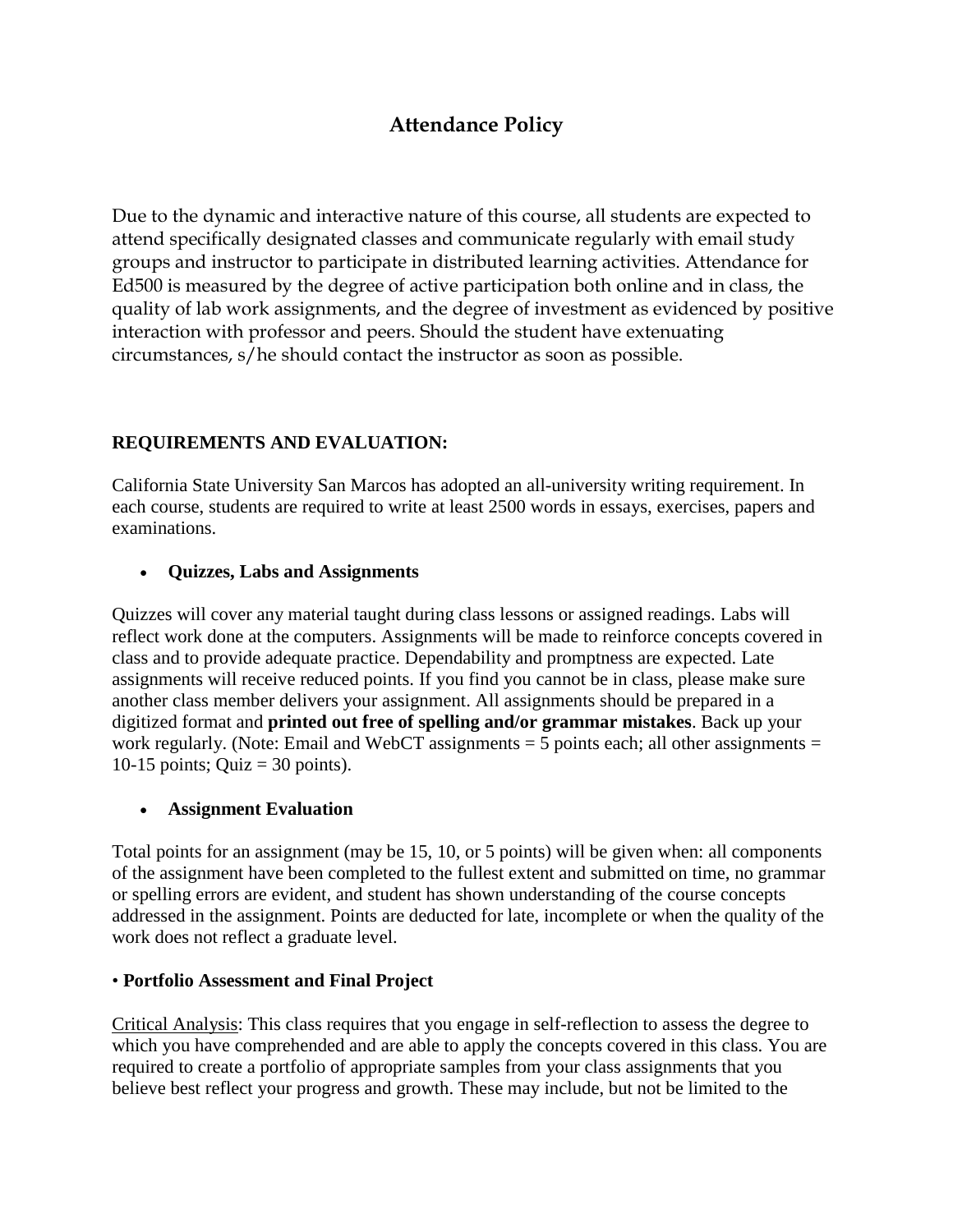## Attendance Policy

Due to the dynamic and interactive nature of this course, all students are expected to attend specifically designated classes and communicate regularly with email study groups and instructor to participate in distributed learning activities. Attendance for Ed500 is measured by the degree of active participation both online and in class, the quality of lab work assignments, and the degree of investment as evidenced by positive interaction with professor and peers. Should the student have extenuating circumstances, s/he should contact the instructor as soon as possible.

### REQUIREMENTS AND EVALUATION:

California State University San Marcos has adopted an all-university writing requirement. In each course, students are required to write at least 2500 words in essays, exercises, papers and examinations.

- **Quizzes, Labs and Assignments**

Quizzes will cover any material taught during class lessons or assigned readings. Labs will reflect work done at the computers. Assignments will be made to reinforce concepts covered in class and to provide adequate practice. Dependability and promptness are expected. Late assignments will receive reduced points. If you find you cannot be in class, please make sure another class member delivers your assignment. All assignments should be prepared in a digitized format and **printed out free of spelling and/or grammar mistakes**. Back up your work regularly. (Note: Email and WebCT assignments = 5 points each; all other assignments = 10-15 points; Quiz = 30 points).

- **Assignment Evaluation**

Total points for an assignment (may be 15, 10, or 5 points) will be given when: all components of the assignment have been completed to the fullest extent and submitted on time, no grammar or spelling errors are evident, and student has shown understanding of the course concepts addressed in the assignment. Points are deducted for late, incomplete or when the quality of the work does not reflect a graduate level.

- **Portfolio Assessment and Final Project**

<u>Critical Analysis</u>: This class requires that you engage in self-reflection to assess the degree to which you have comprehended and are able to apply the concepts covered in this class. You are required to create a portfolio of appropriate samples from your class assignments that you believe best reflect your progress and growth. These may include, but not be limited to the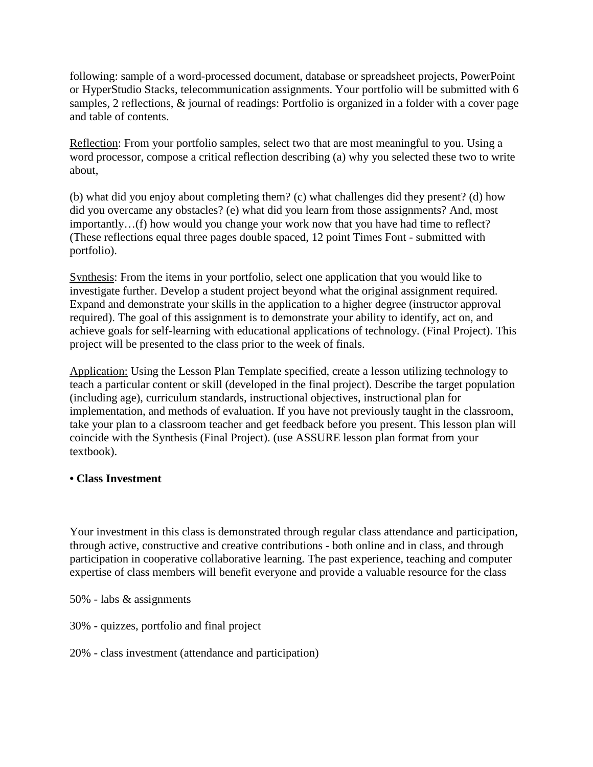following: sample of a word-processed document, database or spreadsheet projects, PowerPoint or HyperStudio Stacks, telecommunication assignments. Your portfolio will be submitted with 6 samples, 2 reflections, & journal of readings: Portfolio is organized in a folder with a cover page and table of contents.

<u>Reflection</u>: From your portfolio samples, select two that are most meaningful to you. Using a word processor, compose a critical reflection describing (a) why you selected these two to write about,

(b) what did you enjoy about completing them? (c) what challenges did they present? (d) how did you overcame any obstacles? (e) what did you learn from those assignments? And, most importantly…(f) how would you change your work now that you have had time to reflect? (These reflections equal three pages double spaced, 12 point Times Font - submitted with portfolio).

<u>Synthesis</u>: From the items in your portfolio, select one application that you would like to investigate further. Develop a student project beyond what the original assignment required. Expand and demonstrate your skills in the application to a higher degree (instructor approval required). The goal of this assignment is to demonstrate your ability to identify, act on, and achieve goals for self-learning with educational applications of technology. (Final Project). This project will be presented to the class prior to the week of finals.

<u>Application:</u> Using the Lesson Plan Template specified, create a lesson utilizing technology to teach a particular content or skill (developed in the final project). Describe the target population (including age), curriculum standards, instructional objectives, instructional plan for implementation, and methods of evaluation. If you have not previously taught in the classroom, take your plan to a classroom teacher and get feedback before you present. This lesson plan will coincide with the Synthesis (Final Project). (use ASSURE lesson plan format from your textbook).

**• Class Investment**

Your investment in this class is demonstrated through regular class attendance and participation, through active, constructive and creative contributions - both online and in class, and through participation in cooperative collaborative learning. The past experience, teaching and computer expertise of class members will benefit everyone and provide a valuable resource for the class

50% - labs & assignments

30% - quizzes, portfolio and final project

20% - class investment (attendance and participation)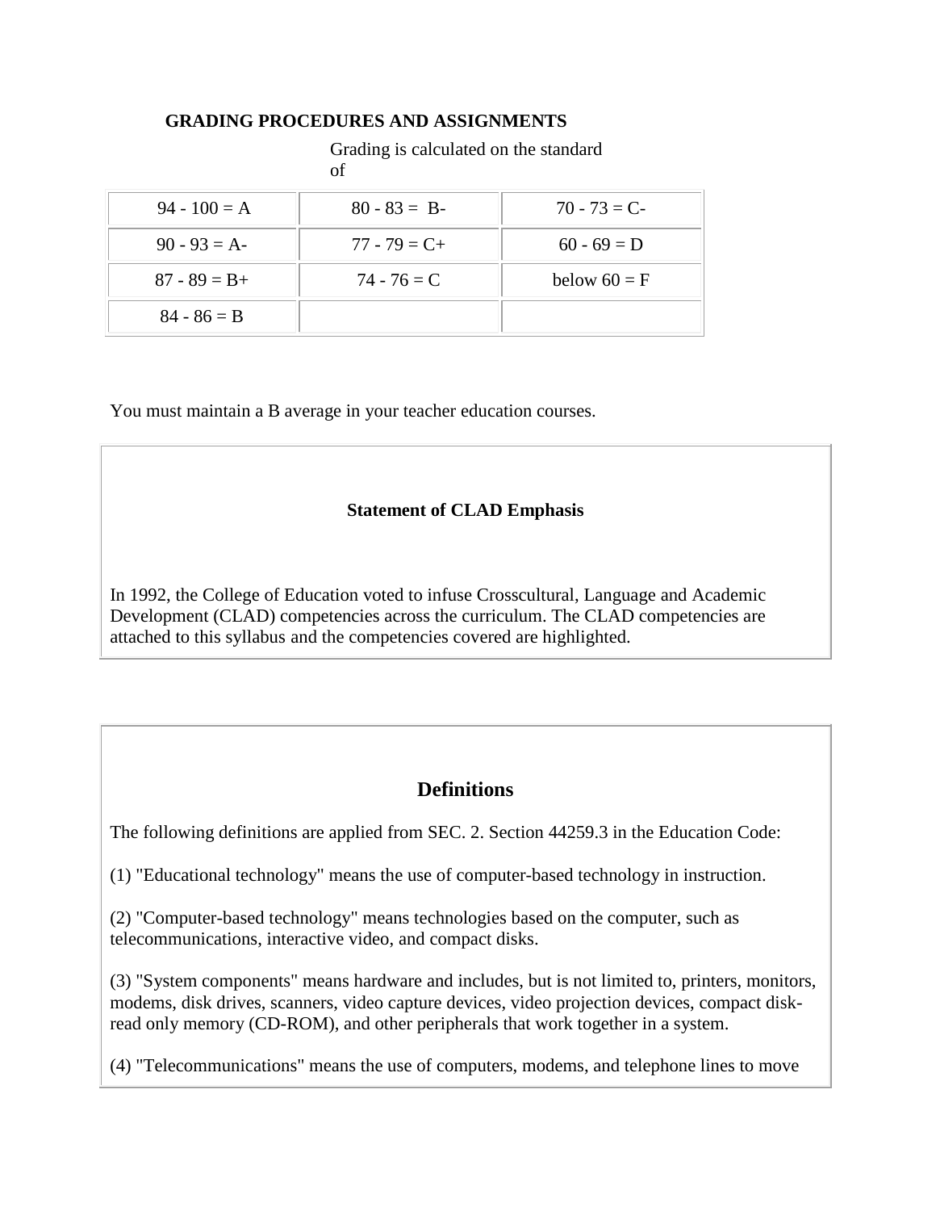**GRADING PROCEDURES AND ASSIGNMENTS**

Grading is calculated on the standard of

| | | |
|---|---|---|
| 94 - 100 = A | 80 - 83 = B- | 70 - 73 = C- |
| 90 - 93 = A- | 77 - 79 = C+ | 60 - 69 = D |
| 87 - 89 = B+ | 74 - 76 = C | below 60 = F |
| 84 - 86 = B | | |

You must maintain a B average in your teacher education courses.

**Statement of CLAD Emphasis**

In 1992, the College of Education voted to infuse Crosscultural, Language and Academic Development (CLAD) competencies across the curriculum. The CLAD competencies are attached to this syllabus and the competencies covered are highlighted.

## Definitions

The following definitions are applied from SEC. 2. Section 44259.3 in the Education Code:

(1) "Educational technology" means the use of computer-based technology in instruction.

(2) "Computer-based technology" means technologies based on the computer, such as telecommunications, interactive video, and compact disks.

(3) "System components" means hardware and includes, but is not limited to, printers, monitors, modems, disk drives, scanners, video capture devices, video projection devices, compact disk-read only memory (CD-ROM), and other peripherals that work together in a system.

(4) "Telecommunications" means the use of computers, modems, and telephone lines to move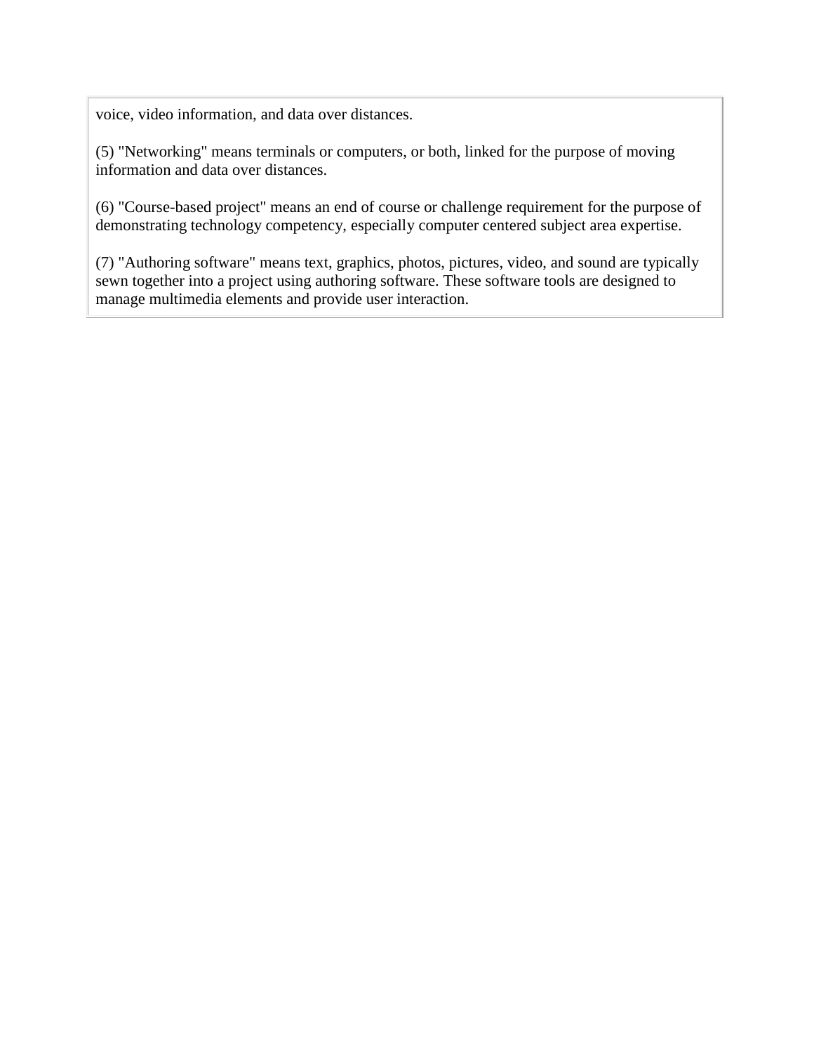voice, video information, and data over distances.

(5) "Networking" means terminals or computers, or both, linked for the purpose of moving information and data over distances.

(6) "Course-based project" means an end of course or challenge requirement for the purpose of demonstrating technology competency, especially computer centered subject area expertise.

(7) "Authoring software" means text, graphics, photos, pictures, video, and sound are typically sewn together into a project using authoring software. These software tools are designed to manage multimedia elements and provide user interaction.